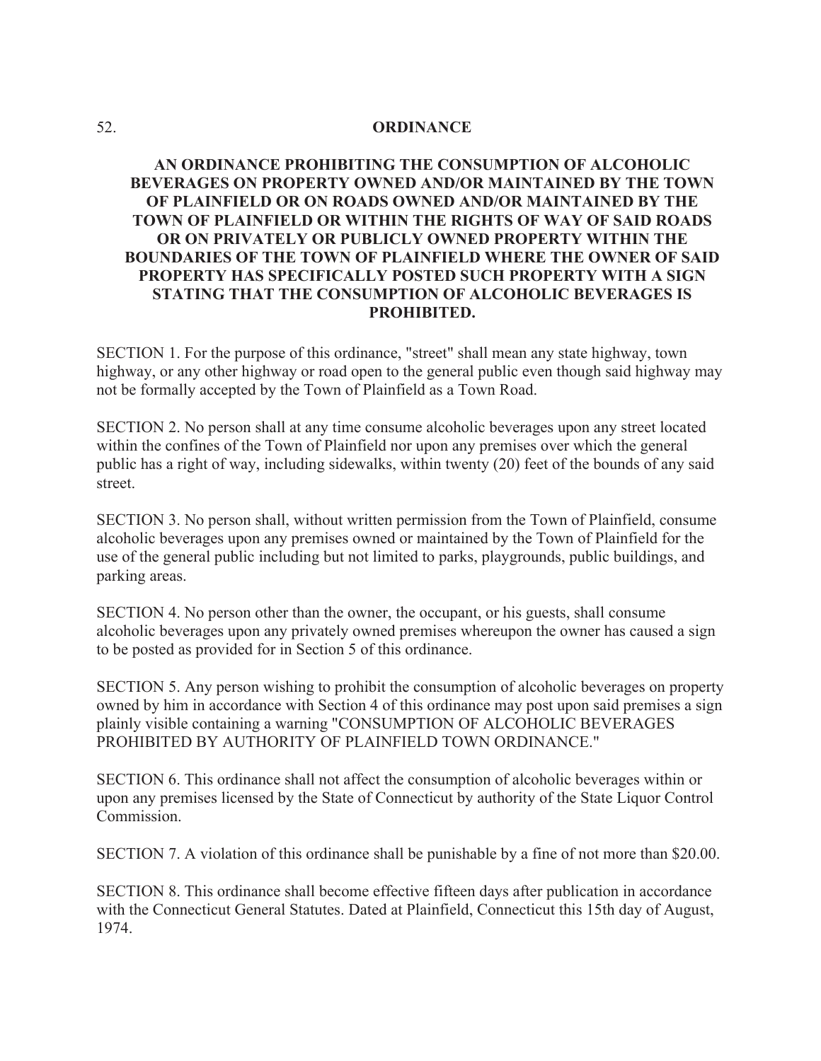52. **ORDINANCE**

**AN ORDINANCE PROHIBITING THE CONSUMPTION OF ALCOHOLIC BEVERAGES ON PROPERTY OWNED AND/OR MAINTAINED BY THE TOWN OF PLAINFIELD OR ON ROADS OWNED AND/OR MAINTAINED BY THE TOWN OF PLAINFIELD OR WITHIN THE RIGHTS OF WAY OF SAID ROADS OR ON PRIVATELY OR PUBLICLY OWNED PROPERTY WITHIN THE BOUNDARIES OF THE TOWN OF PLAINFIELD WHERE THE OWNER OF SAID PROPERTY HAS SPECIFICALLY POSTED SUCH PROPERTY WITH A SIGN STATING THAT THE CONSUMPTION OF ALCOHOLIC BEVERAGES IS PROHIBITED.**

SECTION 1. For the purpose of this ordinance, "street" shall mean any state highway, town highway, or any other highway or road open to the general public even though said highway may not be formally accepted by the Town of Plainfield as a Town Road.

SECTION 2. No person shall at any time consume alcoholic beverages upon any street located within the confines of the Town of Plainfield nor upon any premises over which the general public has a right of way, including sidewalks, within twenty (20) feet of the bounds of any said street.

SECTION 3. No person shall, without written permission from the Town of Plainfield, consume alcoholic beverages upon any premises owned or maintained by the Town of Plainfield for the use of the general public including but not limited to parks, playgrounds, public buildings, and parking areas.

SECTION 4. No person other than the owner, the occupant, or his guests, shall consume alcoholic beverages upon any privately owned premises whereupon the owner has caused a sign to be posted as provided for in Section 5 of this ordinance.

SECTION 5. Any person wishing to prohibit the consumption of alcoholic beverages on property owned by him in accordance with Section 4 of this ordinance may post upon said premises a sign plainly visible containing a warning "CONSUMPTION OF ALCOHOLIC BEVERAGES PROHIBITED BY AUTHORITY OF PLAINFIELD TOWN ORDINANCE."

SECTION 6. This ordinance shall not affect the consumption of alcoholic beverages within or upon any premises licensed by the State of Connecticut by authority of the State Liquor Control Commission.

SECTION 7. A violation of this ordinance shall be punishable by a fine of not more than $20.00.

SECTION 8. This ordinance shall become effective fifteen days after publication in accordance with the Connecticut General Statutes. Dated at Plainfield, Connecticut this 15th day of August, 1974.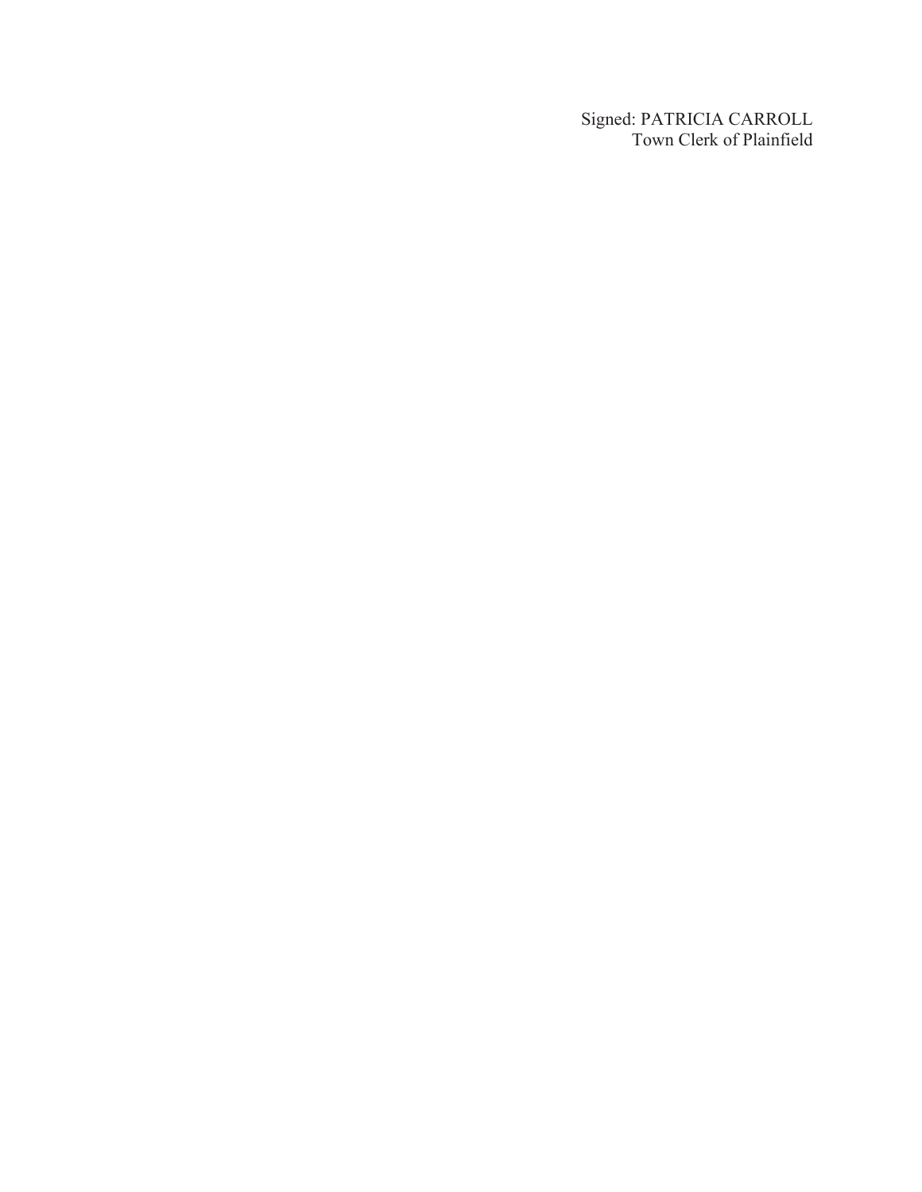Signed: PATRICIA CARROLL
Town Clerk of Plainfield